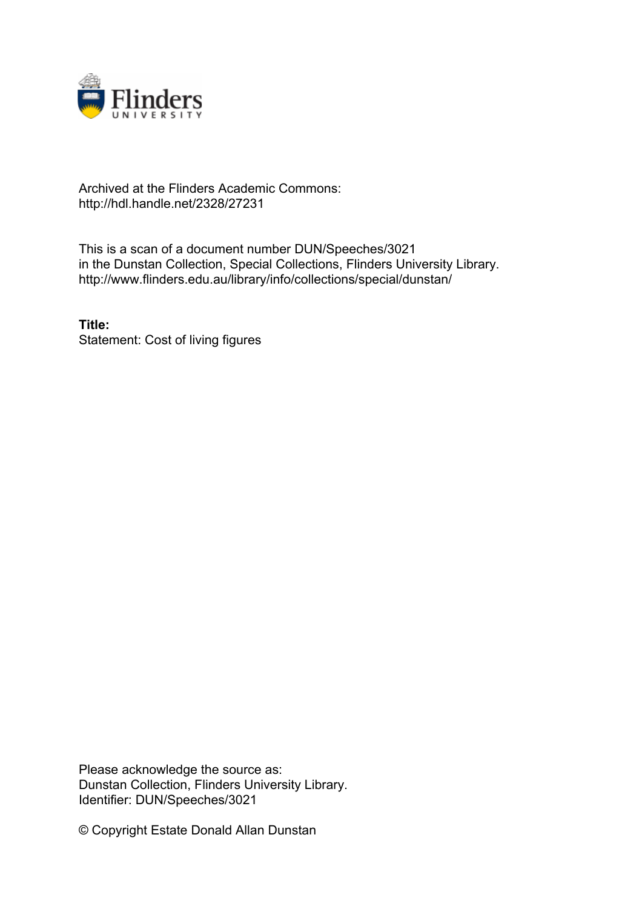Archived at the Flinders Academic Commons:
http://hdl.handle.net/2328/27231

This is a scan of a document number DUN/Speeches/3021
in the Dunstan Collection, Special Collections, Flinders University Library.
http://www.flinders.edu.au/library/info/collections/special/dunstan/

**Title:**
Statement: Cost of living figures

Please acknowledge the source as:
Dunstan Collection, Flinders University Library.
Identifier: DUN/Speeches/3021

© Copyright Estate Donald Allan Dunstan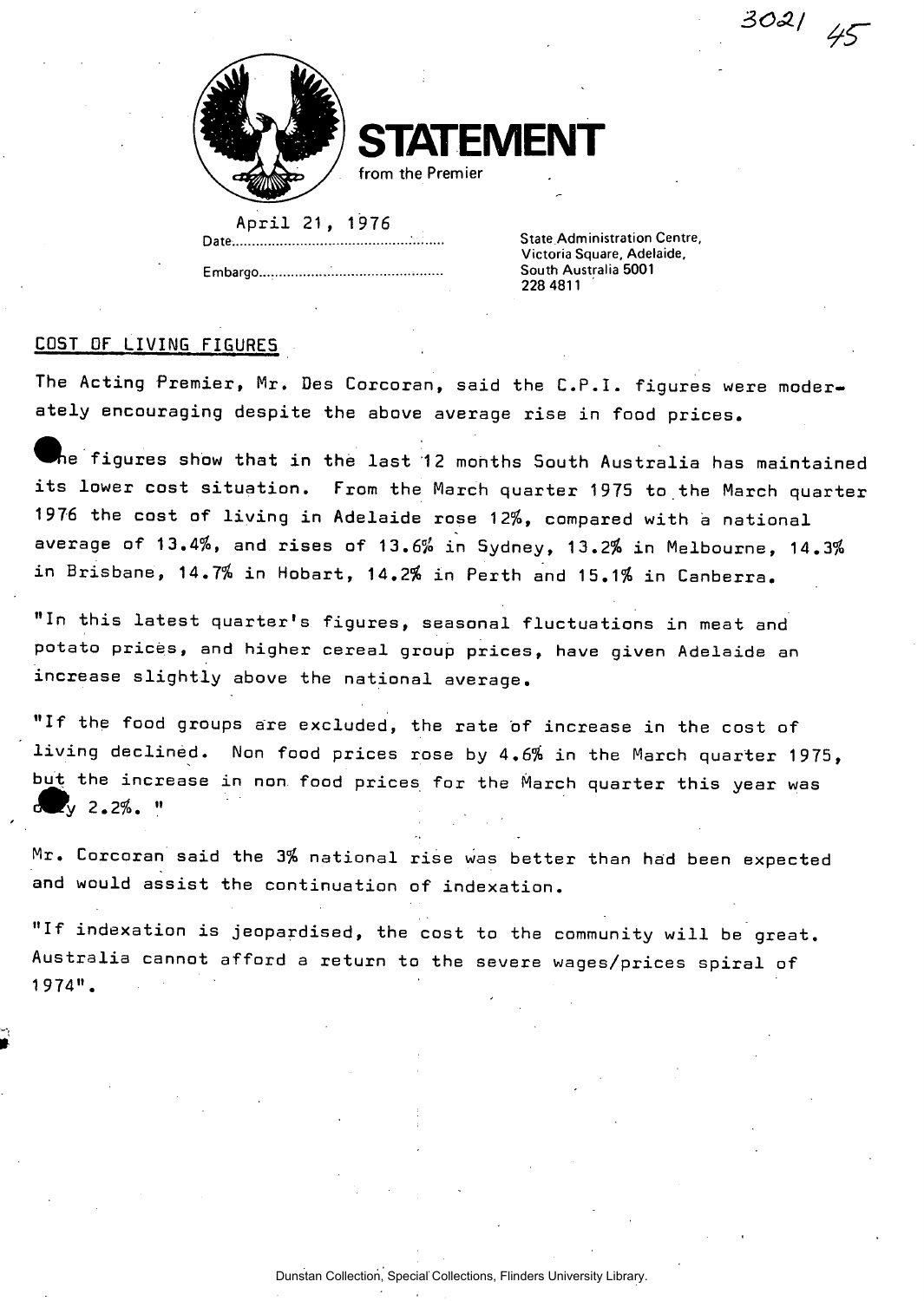3021 45

# STATEMENT

from the Premier

Date: April 21, 1976

Embargo............................................

State Administration Centre,
Victoria Square, Adelaide,
South Australia 5001
228 4811

## COST OF LIVING FIGURES

The Acting Premier, Mr. Des Corcoran, said the C.P.I. figures were moderately encouraging despite the above average rise in food prices.

The figures show that in the last 12 months South Australia has maintained its lower cost situation. From the March quarter 1975 to the March quarter 1976 the cost of living in Adelaide rose 12%, compared with a national average of 13.4%, and rises of 13.6% in Sydney, 13.2% in Melbourne, 14.3% in Brisbane, 14.7% in Hobart, 14.2% in Perth and 15.1% in Canberra.

"In this latest quarter's figures, seasonal fluctuations in meat and potato prices, and higher cereal group prices, have given Adelaide an increase slightly above the national average.

"If the food groups are excluded, the rate of increase in the cost of living declined. Non food prices rose by 4.6% in the March quarter 1975, but the increase in non food prices for the March quarter this year was only 2.2%. "

Mr. Corcoran said the 3% national rise was better than had been expected and would assist the continuation of indexation.

"If indexation is jeopardised, the cost to the community will be great. Australia cannot afford a return to the severe wages/prices spiral of 1974".

Dunstan Collection, Special Collections, Flinders University Library.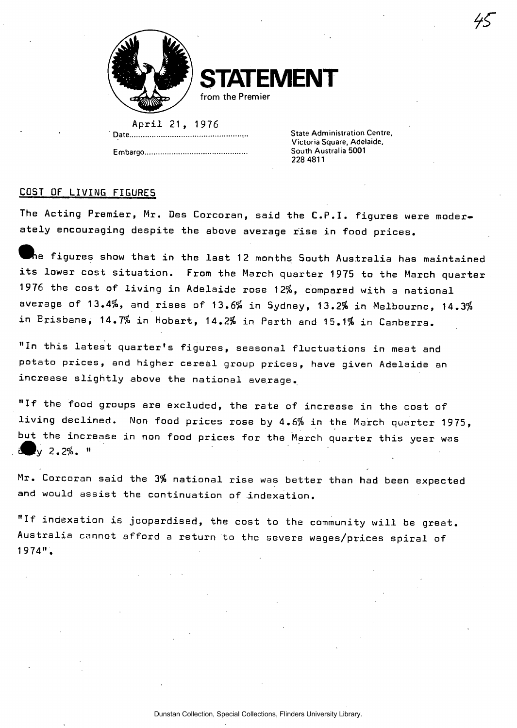# STATEMENT

from the Premier

Date April 21, 1976

Embargo

State Administration Centre,
Victoria Square, Adelaide,
South Australia 5001
228 4811

COST OF LIVING FIGURES

The Acting Premier, Mr. Des Corcoran, said the C.P.I. figures were moderately encouraging despite the above average rise in food prices.

The figures show that in the last 12 months South Australia has maintained its lower cost situation. From the March quarter 1975 to the March quarter 1976 the cost of living in Adelaide rose 12%, compared with a national average of 13.4%, and rises of 13.6% in Sydney, 13.2% in Melbourne, 14.3% in Brisbane, 14.7% in Hobart, 14.2% in Perth and 15.1% in Canberra.

"In this latest quarter's figures, seasonal fluctuations in meat and potato prices, and higher cereal group prices, have given Adelaide an increase slightly above the national average.

"If the food groups are excluded, the rate of increase in the cost of living declined. Non food prices rose by 4.6% in the March quarter 1975, but the increase in non food prices for the March quarter this year was only 2.2%. "

Mr. Corcoran said the 3% national rise was better than had been expected and would assist the continuation of indexation.

"If indexation is jeopardised, the cost to the community will be great. Australia cannot afford a return to the severe wages/prices spiral of 1974".